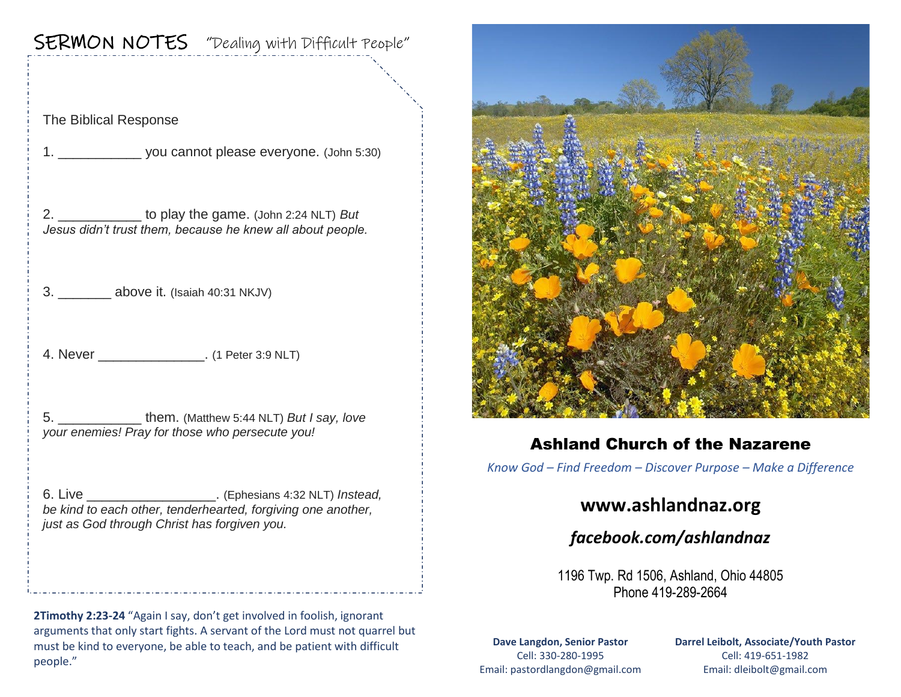# SERMON NOTES "Dealing with Difficult People"

The Biblical Response

1. ___________ you cannot please everyone. (John 5:30)

2. ___________ to play the game. (John 2:24 NLT) *But Jesus didn't trust them, because he knew all about people.*

3. _______ above it. (Isaiah 40:31 NKJV)

4. Never ______________. (1 Peter 3:9 NLT)

5. ___________ them. (Matthew 5:44 NLT) *But I say, love your enemies! Pray for those who persecute you!*

6. Live _________________. (Ephesians 4:32 NLT) *Instead, be kind to each other, tenderhearted, forgiving one another, just as God through Christ has forgiven you.*

**2Timothy 2:23-24** "Again I say, don't get involved in foolish, ignorant arguments that only start fights. A servant of the Lord must not quarrel but must be kind to everyone, be able to teach, and be patient with difficult people."

## Ashland Church of the Nazarene

*Know God – Find Freedom – Discover Purpose – Make a Difference*

**www.ashlandnaz.org**

***facebook.com/ashlandnaz***

1196 Twp. Rd 1506, Ashland, Ohio 44805
Phone 419-289-2664

**Dave Langdon, Senior Pastor**
Cell: 330-280-1995
Email: pastordlangdon@gmail.com

**Darrel Leibolt, Associate/Youth Pastor**
Cell: 419-651-1982
Email: dleibolt@gmail.com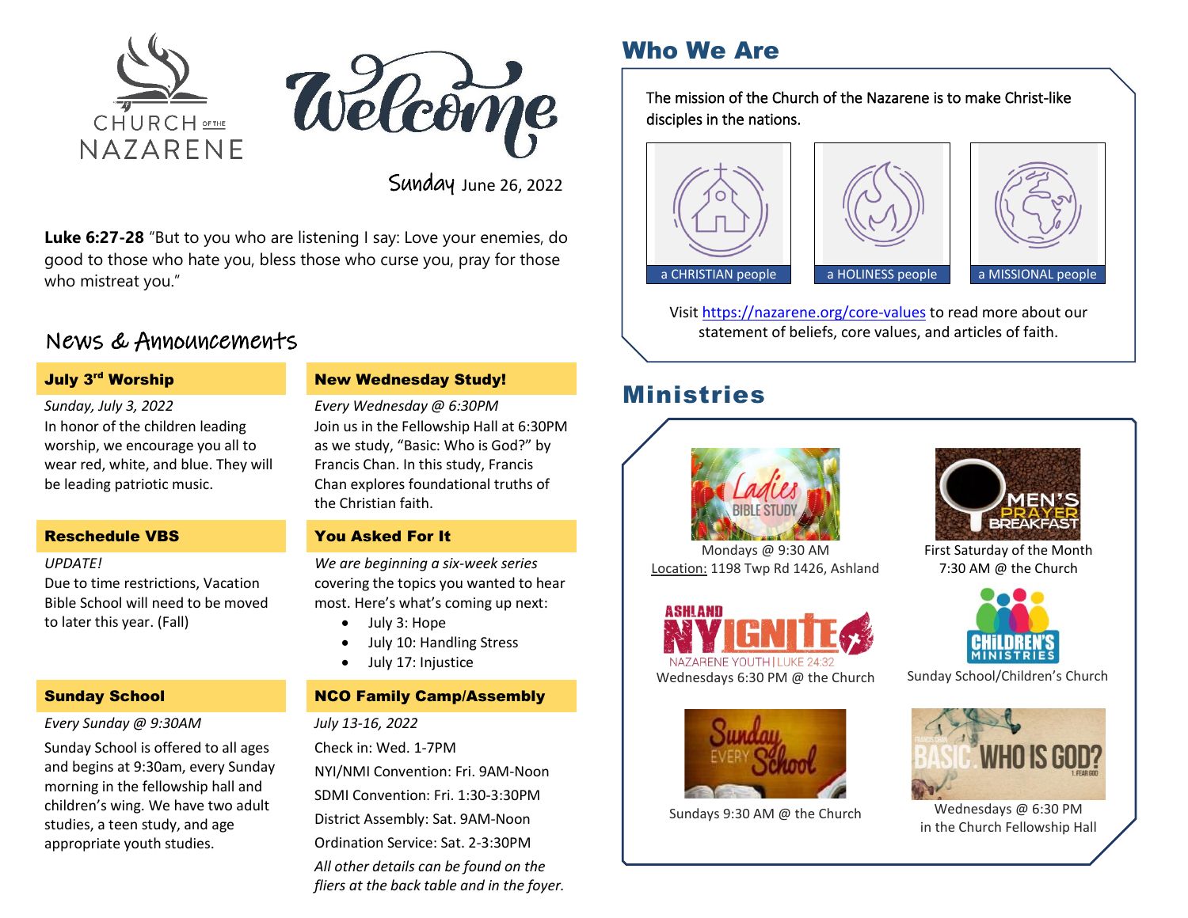CHURCH OF THE NAZARENE

# Welcome

Sunday June 26, 2022

**Luke 6:27-28** "But to you who are listening I say: Love your enemies, do good to those who hate you, bless those who curse you, pray for those who mistreat you."

## News & Announcements

### July 3rd Worship

*Sunday, July 3, 2022*

In honor of the children leading worship, we encourage you all to wear red, white, and blue. They will be leading patriotic music.

### Reschedule VBS

*UPDATE!*

Due to time restrictions, Vacation Bible School will need to be moved to later this year. (Fall)

### Sunday School

*Every Sunday @ 9:30AM*

Sunday School is offered to all ages and begins at 9:30am, every Sunday morning in the fellowship hall and children's wing. We have two adult studies, a teen study, and age appropriate youth studies.

### New Wednesday Study!

*Every Wednesday @ 6:30PM*

Join us in the Fellowship Hall at 6:30PM as we study, "Basic: Who is God?" by Francis Chan. In this study, Francis Chan explores foundational truths of the Christian faith.

### You Asked For It

*We are beginning a six-week series* covering the topics you wanted to hear most. Here's what's coming up next:

- July 3: Hope
- July 10: Handling Stress
- July 17: Injustice

### NCO Family Camp/Assembly

*July 13-16, 2022*

Check in: Wed. 1-7PM

NYI/NMI Convention: Fri. 9AM-Noon

SDMI Convention: Fri. 1:30-3:30PM

District Assembly: Sat. 9AM-Noon

Ordination Service: Sat. 2-3:30PM

*All other details can be found on the fliers at the back table and in the foyer.*

## Who We Are

The mission of the Church of the Nazarene is to make Christ-like disciples in the nations.

a CHRISTIAN people

a HOLINESS people

a MISSIONAL people

Visit https://nazarene.org/core-values to read more about our statement of beliefs, core values, and articles of faith.

## Ministries

**Ladies Bible Study**
Mondays @ 9:30 AM
Location: 1198 Twp Rd 1426, Ashland

**Men's Prayer Breakfast**
First Saturday of the Month
7:30 AM @ the Church

**Ashland NYI Ignite** — Nazarene Youth | Luke 24:32
Wednesdays 6:30 PM @ the Church

**Children's Ministries**
Sunday School/Children's Church

**Sunday School** — Every Sunday
Sundays 9:30 AM @ the Church

**Basic. Who Is God?**
Wednesdays @ 6:30 PM
in the Church Fellowship Hall